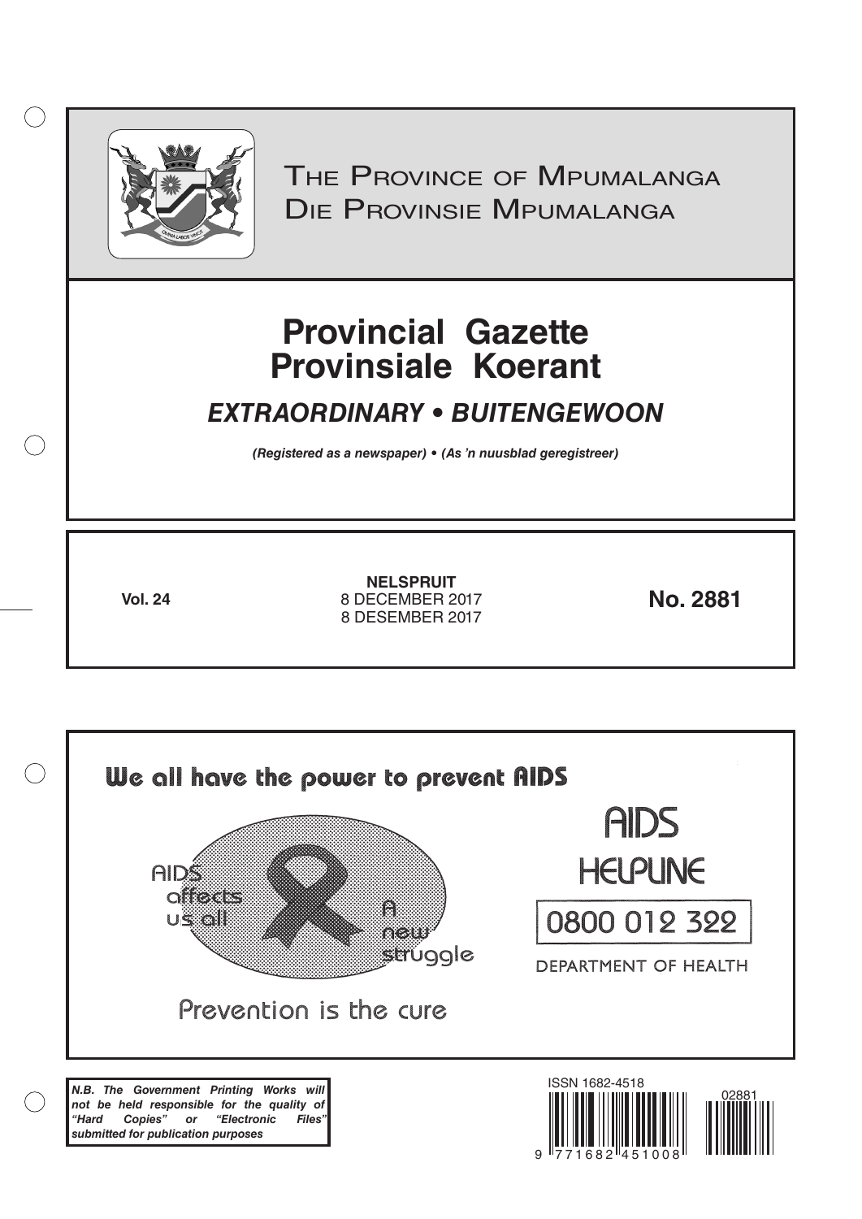THE PROVINCE OF MPUMALANGA
DIE PROVINSIE MPUMALANGA

# Provincial Gazette
# Provinsiale Koerant

## *EXTRAORDINARY • BUITENGEWOON*

***(Registered as a newspaper) • (As 'n nuusblad geregistreer)***

**Vol. 24**

**NELSPRUIT**
8 DECEMBER 2017
8 DESEMBER 2017

**No. 2881**

We all have the power to prevent AIDS

AIDS affects us all

A new struggle

Prevention is the cure

AIDS HELPLINE

0800 012 322

DEPARTMENT OF HEALTH

***N.B. The Government Printing Works will not be held responsible for the quality of "Hard Copies" or "Electronic Files" submitted for publication purposes***

ISSN 1682-4518

02881

9 771682 451008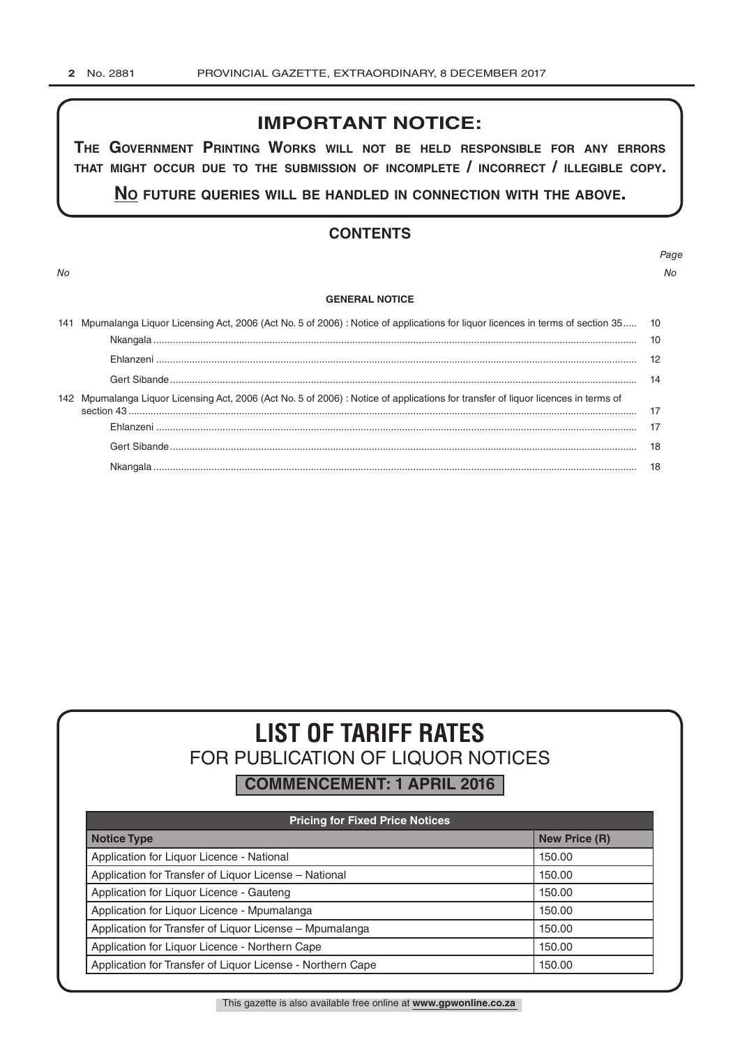## IMPORTANT NOTICE:

**THE GOVERNMENT PRINTING WORKS WILL NOT BE HELD RESPONSIBLE FOR ANY ERRORS THAT MIGHT OCCUR DUE TO THE SUBMISSION OF INCOMPLETE / INCORRECT / ILLEGIBLE COPY.**

**NO FUTURE QUERIES WILL BE HANDLED IN CONNECTION WITH THE ABOVE.**

## CONTENTS

| No | | Page No |
|---|---|---|
| | **GENERAL NOTICE** | |
| 141 | Mpumalanga Liquor Licensing Act, 2006 (Act No. 5 of 2006) : Notice of applications for liquor licences in terms of section 35 | 10 |
| | Nkangala | 10 |
| | Ehlanzeni | 12 |
| | Gert Sibande | 14 |
| 142 | Mpumalanga Liquor Licensing Act, 2006 (Act No. 5 of 2006) : Notice of applications for transfer of liquor licences in terms of section 43 | 17 |
| | Ehlanzeni | 17 |
| | Gert Sibande | 18 |
| | Nkangala | 18 |

# LIST OF TARIFF RATES
## FOR PUBLICATION OF LIQUOR NOTICES
### COMMENCEMENT: 1 APRIL 2016

| Pricing for Fixed Price Notices | |
|---|---|
| **Notice Type** | **New Price (R)** |
| Application for Liquor Licence - National | 150.00 |
| Application for Transfer of Liquor License – National | 150.00 |
| Application for Liquor Licence - Gauteng | 150.00 |
| Application for Liquor Licence - Mpumalanga | 150.00 |
| Application for Transfer of Liquor License – Mpumalanga | 150.00 |
| Application for Liquor Licence - Northern Cape | 150.00 |
| Application for Transfer of Liquor License - Northern Cape | 150.00 |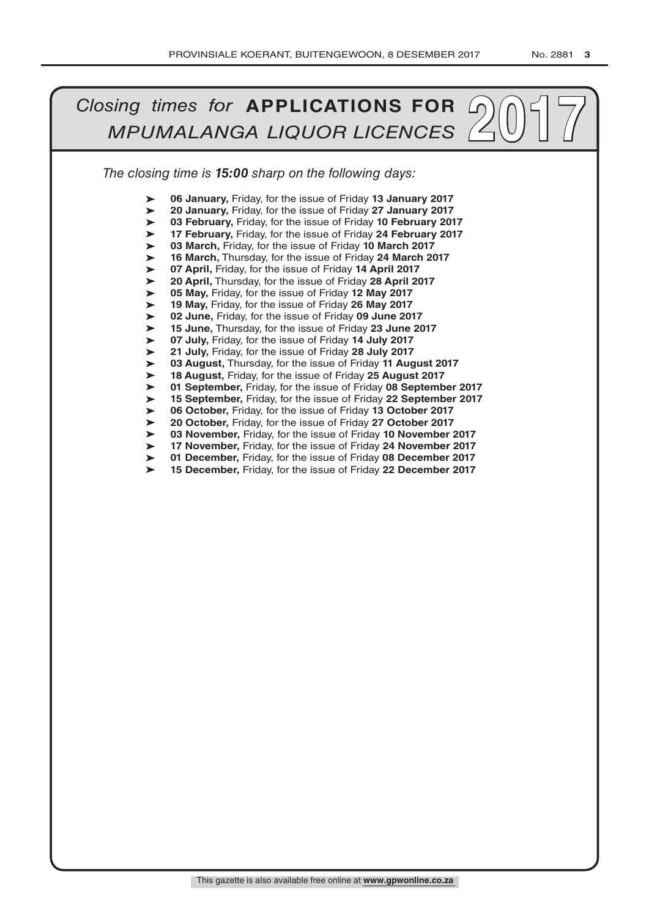# *Closing times for* **APPLICATIONS FOR** *MPUMALANGA LIQUOR LICENCES* 2017

*The closing time is **15:00** sharp on the following days:*

- **06 January,** Friday, for the issue of Friday **13 January 2017**
- **20 January,** Friday, for the issue of Friday **27 January 2017**
- **03 February,** Friday, for the issue of Friday **10 February 2017**
- **17 February,** Friday, for the issue of Friday **24 February 2017**
- **03 March,** Friday, for the issue of Friday **10 March 2017**
- **16 March,** Thursday, for the issue of Friday **24 March 2017**
- **07 April,** Friday, for the issue of Friday **14 April 2017**
- **20 April,** Thursday, for the issue of Friday **28 April 2017**
- **05 May,** Friday, for the issue of Friday **12 May 2017**
- **19 May,** Friday, for the issue of Friday **26 May 2017**
- **02 June,** Friday, for the issue of Friday **09 June 2017**
- **15 June,** Thursday, for the issue of Friday **23 June 2017**
- **07 July,** Friday, for the issue of Friday **14 July 2017**
- **21 July,** Friday, for the issue of Friday **28 July 2017**
- **03 August,** Thursday, for the issue of Friday **11 August 2017**
- **18 August,** Friday, for the issue of Friday **25 August 2017**
- **01 September,** Friday, for the issue of Friday **08 September 2017**
- **15 September,** Friday, for the issue of Friday **22 September 2017**
- **06 October,** Friday, for the issue of Friday **13 October 2017**
- **20 October,** Friday, for the issue of Friday **27 October 2017**
- **03 November,** Friday, for the issue of Friday **10 November 2017**
- **17 November,** Friday, for the issue of Friday **24 November 2017**
- **01 December,** Friday, for the issue of Friday **08 December 2017**
- **15 December,** Friday, for the issue of Friday **22 December 2017**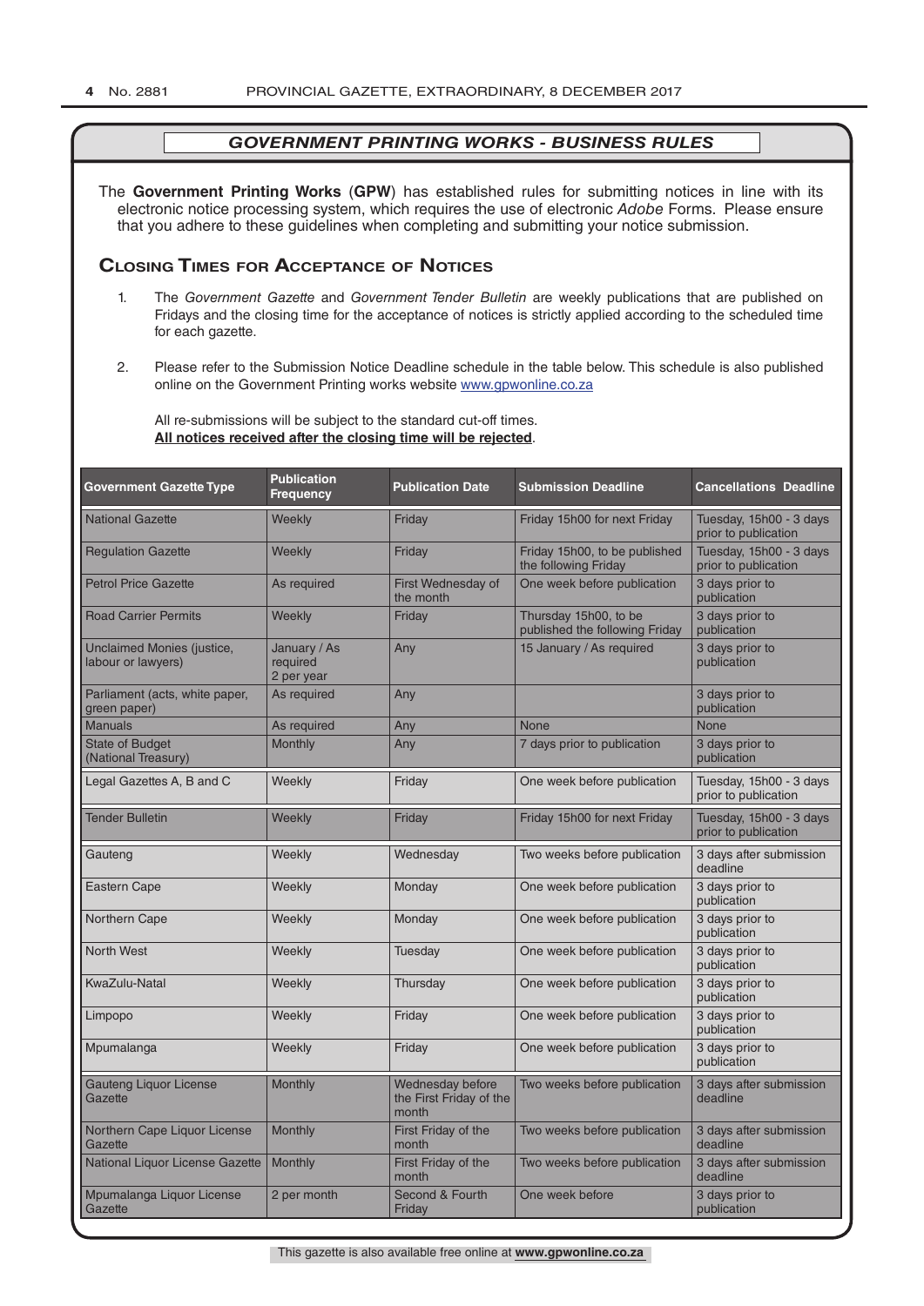## *GOVERNMENT PRINTING WORKS - BUSINESS RULES*

The **Government Printing Works** (**GPW**) has established rules for submitting notices in line with its electronic notice processing system, which requires the use of electronic *Adobe* Forms. Please ensure that you adhere to these guidelines when completing and submitting your notice submission.

### Closing Times for Acceptance of Notices

1. The *Government Gazette* and *Government Tender Bulletin* are weekly publications that are published on Fridays and the closing time for the acceptance of notices is strictly applied according to the scheduled time for each gazette.

2. Please refer to the Submission Notice Deadline schedule in the table below. This schedule is also published online on the Government Printing works website www.gpwonline.co.za

   All re-submissions will be subject to the standard cut-off times.
   **All notices received after the closing time will be rejected**.

| Government Gazette Type | Publication Frequency | Publication Date | Submission Deadline | Cancellations Deadline |
|---|---|---|---|---|
| National Gazette | Weekly | Friday | Friday 15h00 for next Friday | Tuesday, 15h00 - 3 days prior to publication |
| Regulation Gazette | Weekly | Friday | Friday 15h00, to be published the following Friday | Tuesday, 15h00 - 3 days prior to publication |
| Petrol Price Gazette | As required | First Wednesday of the month | One week before publication | 3 days prior to publication |
| Road Carrier Permits | Weekly | Friday | Thursday 15h00, to be published the following Friday | 3 days prior to publication |
| Unclaimed Monies (justice, labour or lawyers) | January / As required 2 per year | Any | 15 January / As required | 3 days prior to publication |
| Parliament (acts, white paper, green paper) | As required | Any | | 3 days prior to publication |
| Manuals | As required | Any | None | None |
| State of Budget (National Treasury) | Monthly | Any | 7 days prior to publication | 3 days prior to publication |
| Legal Gazettes A, B and C | Weekly | Friday | One week before publication | Tuesday, 15h00 - 3 days prior to publication |
| Tender Bulletin | Weekly | Friday | Friday 15h00 for next Friday | Tuesday, 15h00 - 3 days prior to publication |
| Gauteng | Weekly | Wednesday | Two weeks before publication | 3 days after submission deadline |
| Eastern Cape | Weekly | Monday | One week before publication | 3 days prior to publication |
| Northern Cape | Weekly | Monday | One week before publication | 3 days prior to publication |
| North West | Weekly | Tuesday | One week before publication | 3 days prior to publication |
| KwaZulu-Natal | Weekly | Thursday | One week before publication | 3 days prior to publication |
| Limpopo | Weekly | Friday | One week before publication | 3 days prior to publication |
| Mpumalanga | Weekly | Friday | One week before publication | 3 days prior to publication |
| Gauteng Liquor License Gazette | Monthly | Wednesday before the First Friday of the month | Two weeks before publication | 3 days after submission deadline |
| Northern Cape Liquor License Gazette | Monthly | First Friday of the month | Two weeks before publication | 3 days after submission deadline |
| National Liquor License Gazette | Monthly | First Friday of the month | Two weeks before publication | 3 days after submission deadline |
| Mpumalanga Liquor License Gazette | 2 per month | Second & Fourth Friday | One week before | 3 days prior to publication |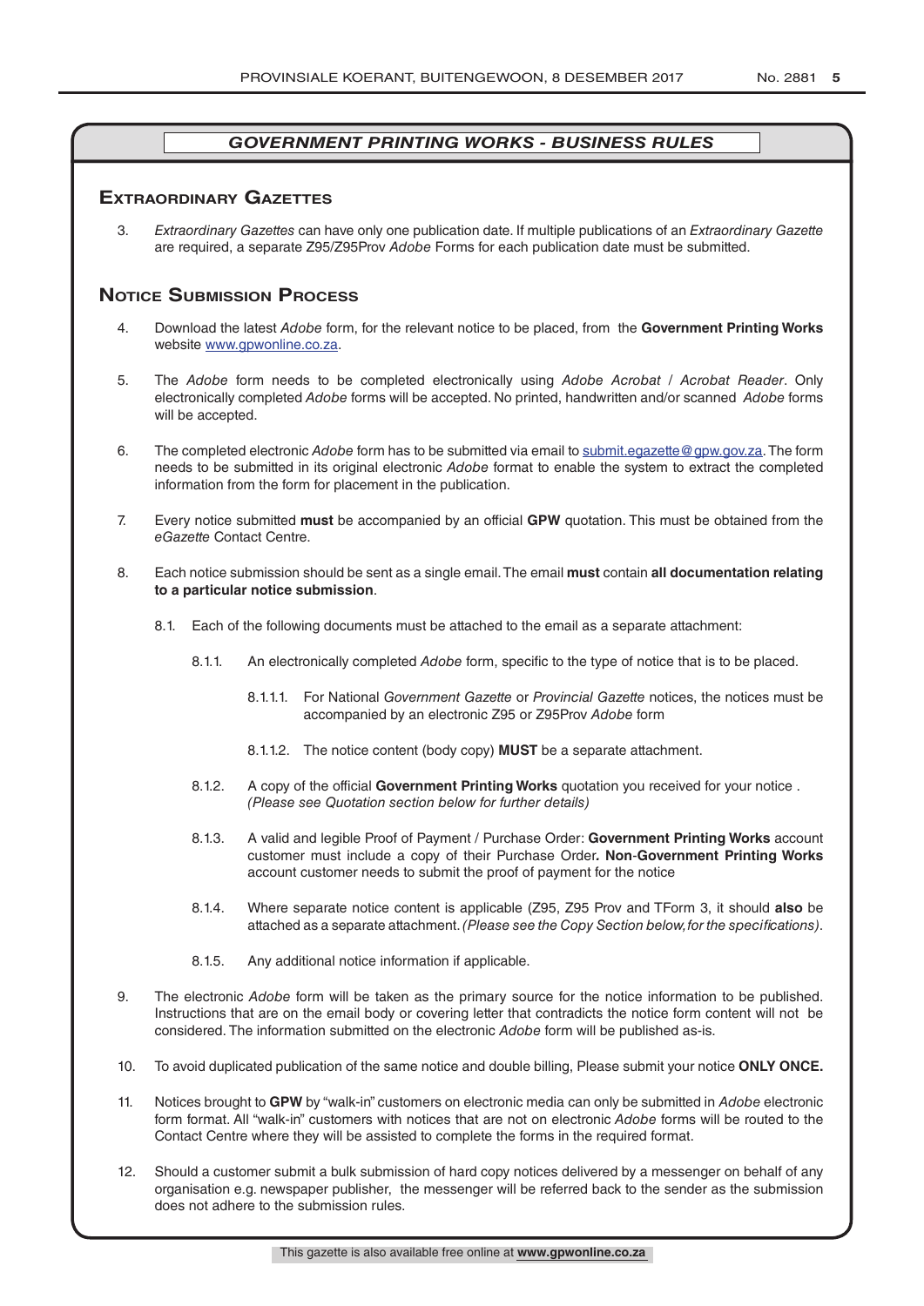## GOVERNMENT PRINTING WORKS - BUSINESS RULES

### Extraordinary Gazettes

3. *Extraordinary Gazettes* can have only one publication date. If multiple publications of an *Extraordinary Gazette* are required, a separate Z95/Z95Prov *Adobe* Forms for each publication date must be submitted.

### Notice Submission Process

4. Download the latest *Adobe* form, for the relevant notice to be placed, from the **Government Printing Works** website www.gpwonline.co.za.

5. The *Adobe* form needs to be completed electronically using *Adobe Acrobat* / *Acrobat Reader*. Only electronically completed *Adobe* forms will be accepted. No printed, handwritten and/or scanned *Adobe* forms will be accepted.

6. The completed electronic *Adobe* form has to be submitted via email to submit.egazette@gpw.gov.za. The form needs to be submitted in its original electronic *Adobe* format to enable the system to extract the completed information from the form for placement in the publication.

7. Every notice submitted **must** be accompanied by an official **GPW** quotation. This must be obtained from the *eGazette* Contact Centre.

8. Each notice submission should be sent as a single email. The email **must** contain **all documentation relating to a particular notice submission**.

    8.1. Each of the following documents must be attached to the email as a separate attachment:

    8.1.1. An electronically completed *Adobe* form, specific to the type of notice that is to be placed.

    8.1.1.1. For National *Government Gazette* or *Provincial Gazette* notices, the notices must be accompanied by an electronic Z95 or Z95Prov *Adobe* form

    8.1.1.2. The notice content (body copy) **MUST** be a separate attachment.

    8.1.2. A copy of the official **Government Printing Works** quotation you received for your notice . *(Please see Quotation section below for further details)*

    8.1.3. A valid and legible Proof of Payment / Purchase Order: **Government Printing Works** account customer must include a copy of their Purchase Order**. Non**-**Government Printing Works** account customer needs to submit the proof of payment for the notice

    8.1.4. Where separate notice content is applicable (Z95, Z95 Prov and TForm 3, it should **also** be attached as a separate attachment. *(Please see the Copy Section below, for the specifications)*.

    8.1.5. Any additional notice information if applicable.

9. The electronic *Adobe* form will be taken as the primary source for the notice information to be published. Instructions that are on the email body or covering letter that contradicts the notice form content will not be considered. The information submitted on the electronic *Adobe* form will be published as-is.

10. To avoid duplicated publication of the same notice and double billing, Please submit your notice **ONLY ONCE.**

11. Notices brought to **GPW** by "walk-in" customers on electronic media can only be submitted in *Adobe* electronic form format. All "walk-in" customers with notices that are not on electronic *Adobe* forms will be routed to the Contact Centre where they will be assisted to complete the forms in the required format.

12. Should a customer submit a bulk submission of hard copy notices delivered by a messenger on behalf of any organisation e.g. newspaper publisher, the messenger will be referred back to the sender as the submission does not adhere to the submission rules.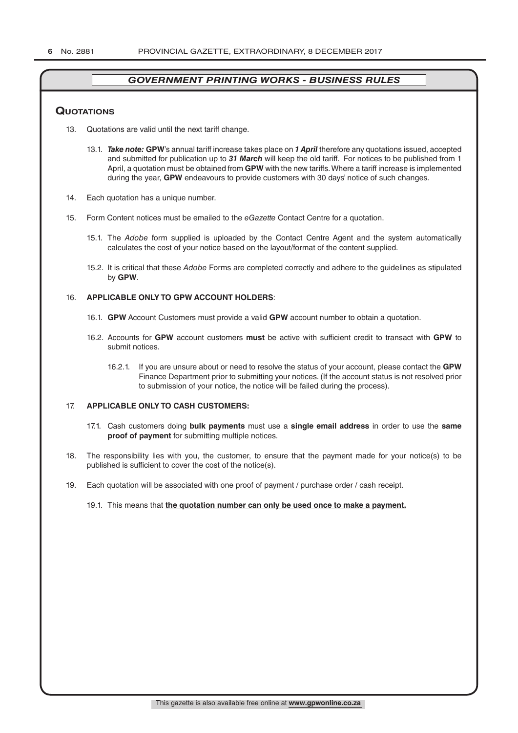## *GOVERNMENT PRINTING WORKS - BUSINESS RULES*

### Quotations

13. Quotations are valid until the next tariff change.

    13.1. ***Take note:*** **GPW**'s annual tariff increase takes place on ***1 April*** therefore any quotations issued, accepted and submitted for publication up to ***31 March*** will keep the old tariff. For notices to be published from 1 April, a quotation must be obtained from **GPW** with the new tariffs. Where a tariff increase is implemented during the year, **GPW** endeavours to provide customers with 30 days' notice of such changes.

14. Each quotation has a unique number.

15. Form Content notices must be emailed to the *eGazette* Contact Centre for a quotation.

    15.1. The *Adobe* form supplied is uploaded by the Contact Centre Agent and the system automatically calculates the cost of your notice based on the layout/format of the content supplied.

    15.2. It is critical that these *Adobe* Forms are completed correctly and adhere to the guidelines as stipulated by **GPW**.

16. **APPLICABLE ONLY TO GPW ACCOUNT HOLDERS**:

    16.1. **GPW** Account Customers must provide a valid **GPW** account number to obtain a quotation.

    16.2. Accounts for **GPW** account customers **must** be active with sufficient credit to transact with **GPW** to submit notices.

    16.2.1. If you are unsure about or need to resolve the status of your account, please contact the **GPW** Finance Department prior to submitting your notices. (If the account status is not resolved prior to submission of your notice, the notice will be failed during the process).

17. **APPLICABLE ONLY TO CASH CUSTOMERS:**

    17.1. Cash customers doing **bulk payments** must use a **single email address** in order to use the **same proof of payment** for submitting multiple notices.

18. The responsibility lies with you, the customer, to ensure that the payment made for your notice(s) to be published is sufficient to cover the cost of the notice(s).

19. Each quotation will be associated with one proof of payment / purchase order / cash receipt.

    19.1. This means that **the quotation number can only be used once to make a payment.**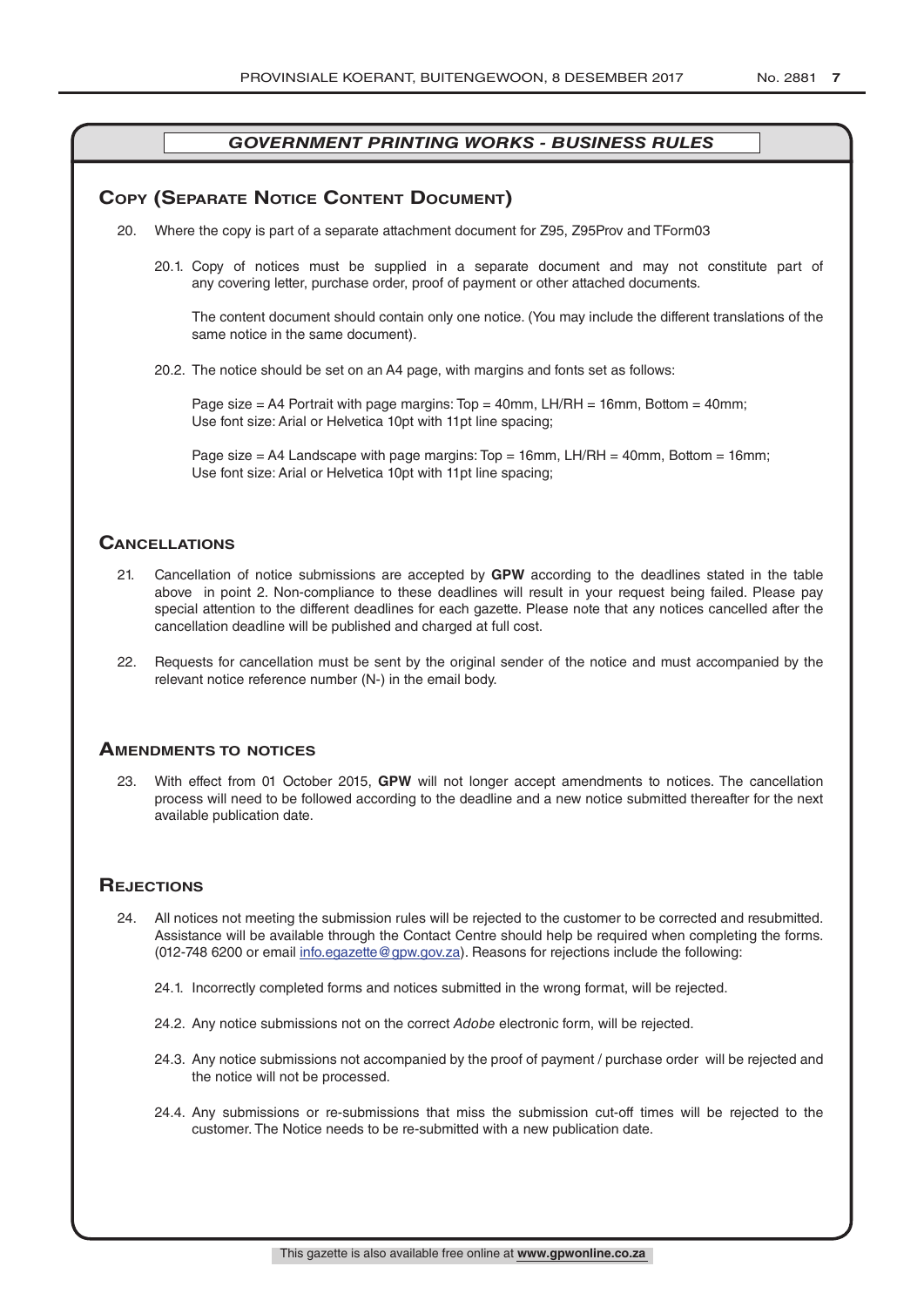## *GOVERNMENT PRINTING WORKS - BUSINESS RULES*

### Copy (Separate Notice Content Document)

20. Where the copy is part of a separate attachment document for Z95, Z95Prov and TForm03

    20.1. Copy of notices must be supplied in a separate document and may not constitute part of any covering letter, purchase order, proof of payment or other attached documents.

    The content document should contain only one notice. (You may include the different translations of the same notice in the same document).

    20.2. The notice should be set on an A4 page, with margins and fonts set as follows:

    Page size = A4 Portrait with page margins: Top = 40mm, LH/RH = 16mm, Bottom = 40mm;
    Use font size: Arial or Helvetica 10pt with 11pt line spacing;

    Page size = A4 Landscape with page margins: Top = 16mm, LH/RH = 40mm, Bottom = 16mm;
    Use font size: Arial or Helvetica 10pt with 11pt line spacing;

### Cancellations

21. Cancellation of notice submissions are accepted by **GPW** according to the deadlines stated in the table above in point 2. Non-compliance to these deadlines will result in your request being failed. Please pay special attention to the different deadlines for each gazette. Please note that any notices cancelled after the cancellation deadline will be published and charged at full cost.

22. Requests for cancellation must be sent by the original sender of the notice and must accompanied by the relevant notice reference number (N-) in the email body.

### Amendments to notices

23. With effect from 01 October 2015, **GPW** will not longer accept amendments to notices. The cancellation process will need to be followed according to the deadline and a new notice submitted thereafter for the next available publication date.

### Rejections

24. All notices not meeting the submission rules will be rejected to the customer to be corrected and resubmitted. Assistance will be available through the Contact Centre should help be required when completing the forms. (012-748 6200 or email info.egazette@gpw.gov.za). Reasons for rejections include the following:

    24.1. Incorrectly completed forms and notices submitted in the wrong format, will be rejected.

    24.2. Any notice submissions not on the correct *Adobe* electronic form, will be rejected.

    24.3. Any notice submissions not accompanied by the proof of payment / purchase order will be rejected and the notice will not be processed.

    24.4. Any submissions or re-submissions that miss the submission cut-off times will be rejected to the customer. The Notice needs to be re-submitted with a new publication date.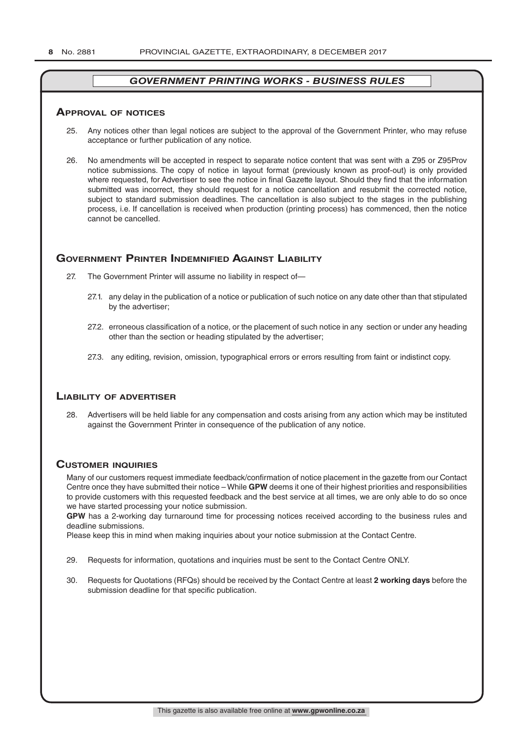## GOVERNMENT PRINTING WORKS - BUSINESS RULES

### Approval of notices

25. Any notices other than legal notices are subject to the approval of the Government Printer, who may refuse acceptance or further publication of any notice.

26. No amendments will be accepted in respect to separate notice content that was sent with a Z95 or Z95Prov notice submissions. The copy of notice in layout format (previously known as proof-out) is only provided where requested, for Advertiser to see the notice in final Gazette layout. Should they find that the information submitted was incorrect, they should request for a notice cancellation and resubmit the corrected notice, subject to standard submission deadlines. The cancellation is also subject to the stages in the publishing process, i.e. If cancellation is received when production (printing process) has commenced, then the notice cannot be cancelled.

### Government Printer Indemnified Against Liability

27. The Government Printer will assume no liability in respect of—

 27.1. any delay in the publication of a notice or publication of such notice on any date other than that stipulated by the advertiser;

 27.2. erroneous classification of a notice, or the placement of such notice in any section or under any heading other than the section or heading stipulated by the advertiser;

 27.3. any editing, revision, omission, typographical errors or errors resulting from faint or indistinct copy.

### Liability of advertiser

28. Advertisers will be held liable for any compensation and costs arising from any action which may be instituted against the Government Printer in consequence of the publication of any notice.

### Customer inquiries

Many of our customers request immediate feedback/confirmation of notice placement in the gazette from our Contact Centre once they have submitted their notice – While **GPW** deems it one of their highest priorities and responsibilities to provide customers with this requested feedback and the best service at all times, we are only able to do so once we have started processing your notice submission.

**GPW** has a 2-working day turnaround time for processing notices received according to the business rules and deadline submissions.

Please keep this in mind when making inquiries about your notice submission at the Contact Centre.

29. Requests for information, quotations and inquiries must be sent to the Contact Centre ONLY.

30. Requests for Quotations (RFQs) should be received by the Contact Centre at least **2 working days** before the submission deadline for that specific publication.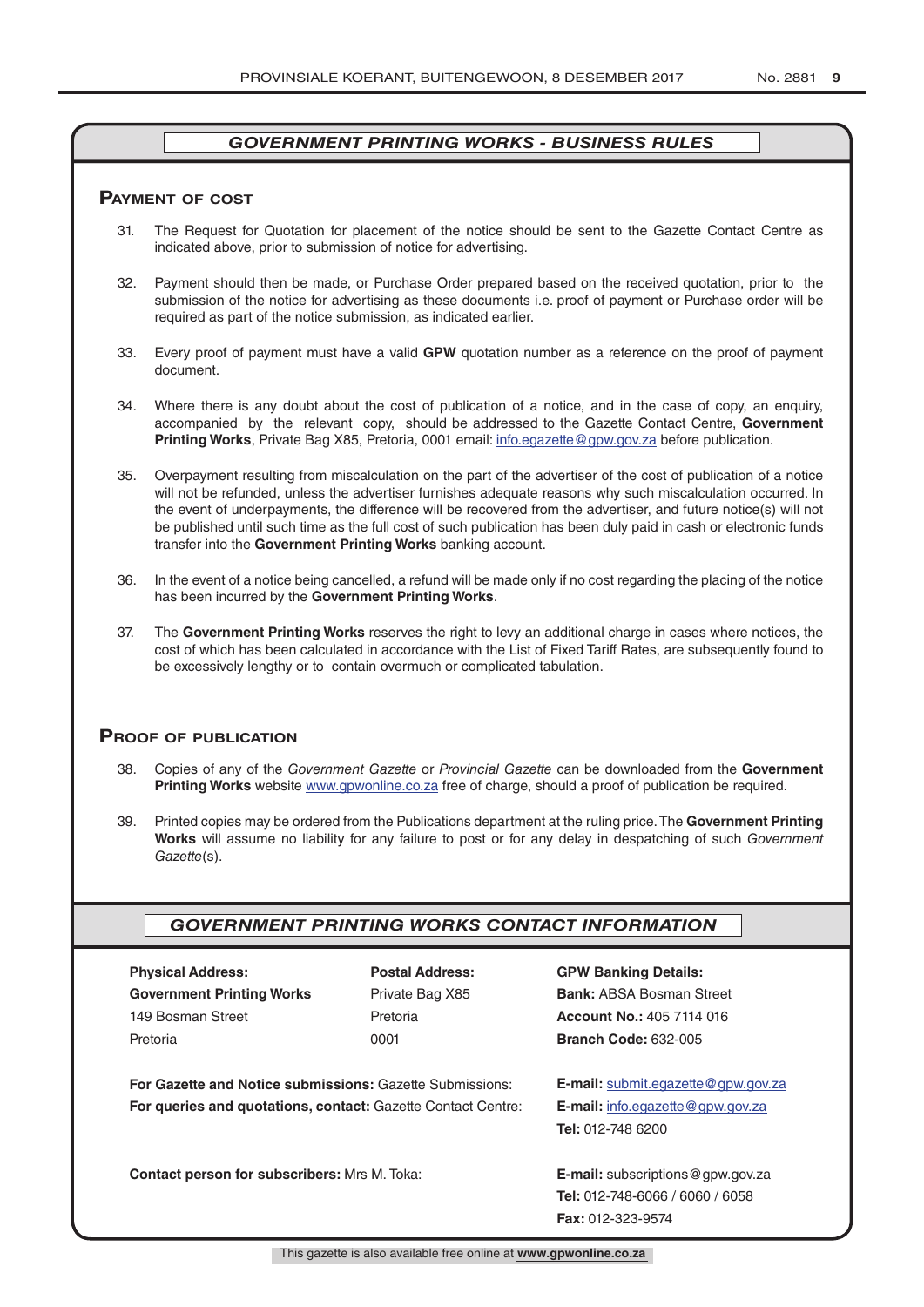## *GOVERNMENT PRINTING WORKS - BUSINESS RULES*

### Payment of cost

31. The Request for Quotation for placement of the notice should be sent to the Gazette Contact Centre as indicated above, prior to submission of notice for advertising.

32. Payment should then be made, or Purchase Order prepared based on the received quotation, prior to the submission of the notice for advertising as these documents i.e. proof of payment or Purchase order will be required as part of the notice submission, as indicated earlier.

33. Every proof of payment must have a valid **GPW** quotation number as a reference on the proof of payment document.

34. Where there is any doubt about the cost of publication of a notice, and in the case of copy, an enquiry, accompanied by the relevant copy, should be addressed to the Gazette Contact Centre, **Government Printing Works**, Private Bag X85, Pretoria, 0001 email: info.egazette@gpw.gov.za before publication.

35. Overpayment resulting from miscalculation on the part of the advertiser of the cost of publication of a notice will not be refunded, unless the advertiser furnishes adequate reasons why such miscalculation occurred. In the event of underpayments, the difference will be recovered from the advertiser, and future notice(s) will not be published until such time as the full cost of such publication has been duly paid in cash or electronic funds transfer into the **Government Printing Works** banking account.

36. In the event of a notice being cancelled, a refund will be made only if no cost regarding the placing of the notice has been incurred by the **Government Printing Works**.

37. The **Government Printing Works** reserves the right to levy an additional charge in cases where notices, the cost of which has been calculated in accordance with the List of Fixed Tariff Rates, are subsequently found to be excessively lengthy or to contain overmuch or complicated tabulation.

### Proof of publication

38. Copies of any of the *Government Gazette* or *Provincial Gazette* can be downloaded from the **Government Printing Works** website www.gpwonline.co.za free of charge, should a proof of publication be required.

39. Printed copies may be ordered from the Publications department at the ruling price. The **Government Printing Works** will assume no liability for any failure to post or for any delay in despatching of such *Government Gazette*(s).

## *GOVERNMENT PRINTING WORKS CONTACT INFORMATION*

**Physical Address:**
**Government Printing Works**
149 Bosman Street
Pretoria

**Postal Address:**
Private Bag X85
Pretoria
0001

**GPW Banking Details:**
**Bank:** ABSA Bosman Street
**Account No.:** 405 7114 016
**Branch Code:** 632-005

**For Gazette and Notice submissions:** Gazette Submissions: **E-mail:** submit.egazette@gpw.gov.za

**For queries and quotations, contact:** Gazette Contact Centre: **E-mail:** info.egazette@gpw.gov.za
**Tel:** 012-748 6200

**Contact person for subscribers:** Mrs M. Toka: **E-mail:** subscriptions@gpw.gov.za
**Tel:** 012-748-6066 / 6060 / 6058
**Fax:** 012-323-9574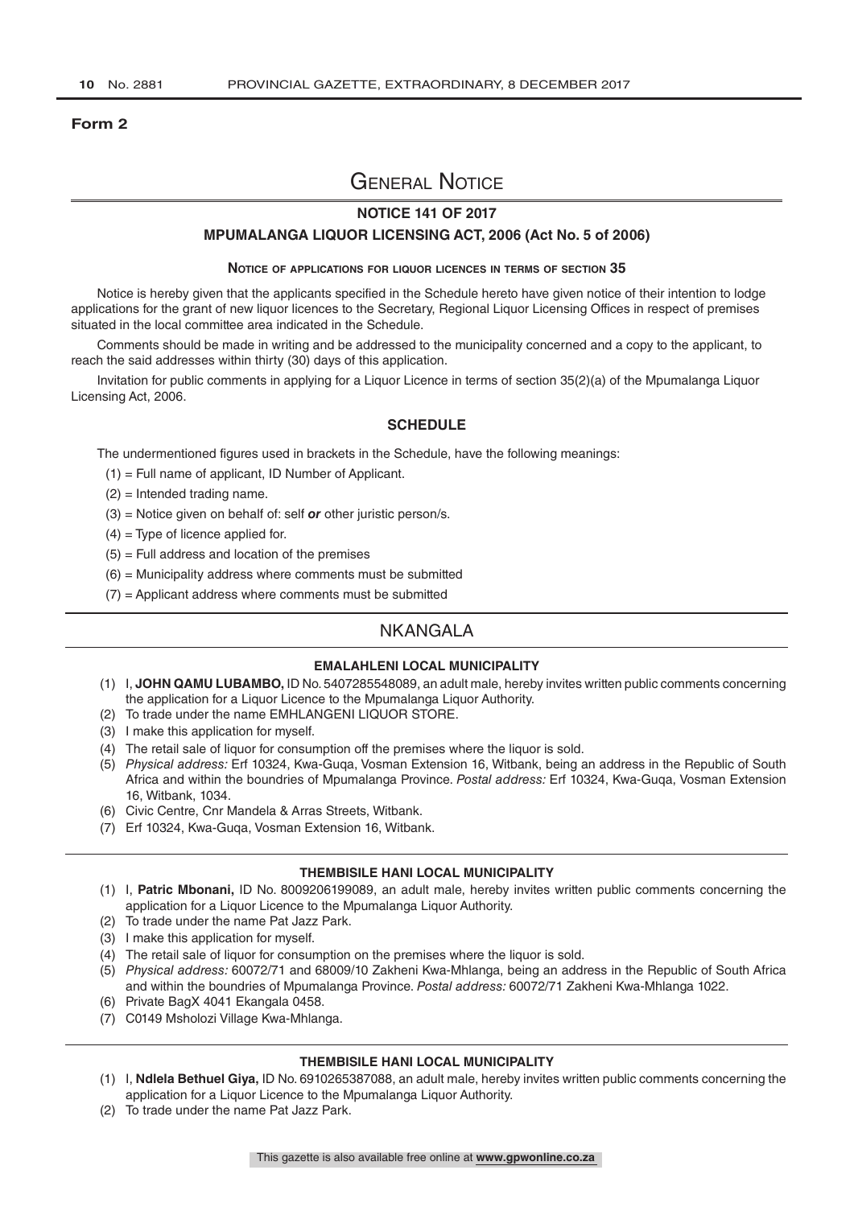**Form 2**

# General Notice

## NOTICE 141 OF 2017

## MPUMALANGA LIQUOR LICENSING ACT, 2006 (Act No. 5 of 2006)

### Notice of applications for liquor licences in terms of section 35

Notice is hereby given that the applicants specified in the Schedule hereto have given notice of their intention to lodge applications for the grant of new liquor licences to the Secretary, Regional Liquor Licensing Offices in respect of premises situated in the local committee area indicated in the Schedule.

Comments should be made in writing and be addressed to the municipality concerned and a copy to the applicant, to reach the said addresses within thirty (30) days of this application.

Invitation for public comments in applying for a Liquor Licence in terms of section 35(2)(a) of the Mpumalanga Liquor Licensing Act, 2006.

### SCHEDULE

The undermentioned figures used in brackets in the Schedule, have the following meanings:

(1) = Full name of applicant, ID Number of Applicant.

(2) = Intended trading name.

(3) = Notice given on behalf of: self ***or*** other juristic person/s.

(4) = Type of licence applied for.

(5) = Full address and location of the premises

(6) = Municipality address where comments must be submitted

(7) = Applicant address where comments must be submitted

## NKANGALA

### EMALAHLENI LOCAL MUNICIPALITY

(1) I, **JOHN QAMU LUBAMBO,** ID No. 5407285548089, an adult male, hereby invites written public comments concerning the application for a Liquor Licence to the Mpumalanga Liquor Authority.

(2) To trade under the name EMHLANGENI LIQUOR STORE.

(3) I make this application for myself.

(4) The retail sale of liquor for consumption off the premises where the liquor is sold.

(5) *Physical address:* Erf 10324, Kwa-Guqa, Vosman Extension 16, Witbank, being an address in the Republic of South Africa and within the boundries of Mpumalanga Province. *Postal address:* Erf 10324, Kwa-Guqa, Vosman Extension 16, Witbank, 1034.

(6) Civic Centre, Cnr Mandela & Arras Streets, Witbank.

(7) Erf 10324, Kwa-Guqa, Vosman Extension 16, Witbank.

### THEMBISILE HANI LOCAL MUNICIPALITY

(1) I, **Patric Mbonani,** ID No. 8009206199089, an adult male, hereby invites written public comments concerning the application for a Liquor Licence to the Mpumalanga Liquor Authority.

(2) To trade under the name Pat Jazz Park.

(3) I make this application for myself.

(4) The retail sale of liquor for consumption on the premises where the liquor is sold.

(5) *Physical address:* 60072/71 and 68009/10 Zakheni Kwa-Mhlanga, being an address in the Republic of South Africa and within the boundries of Mpumalanga Province. *Postal address:* 60072/71 Zakheni Kwa-Mhlanga 1022.

(6) Private BagX 4041 Ekangala 0458.

(7) C0149 Msholozi Village Kwa-Mhlanga.

### THEMBISILE HANI LOCAL MUNICIPALITY

(1) I, **Ndlela Bethuel Giya,** ID No. 6910265387088, an adult male, hereby invites written public comments concerning the application for a Liquor Licence to the Mpumalanga Liquor Authority.

(2) To trade under the name Pat Jazz Park.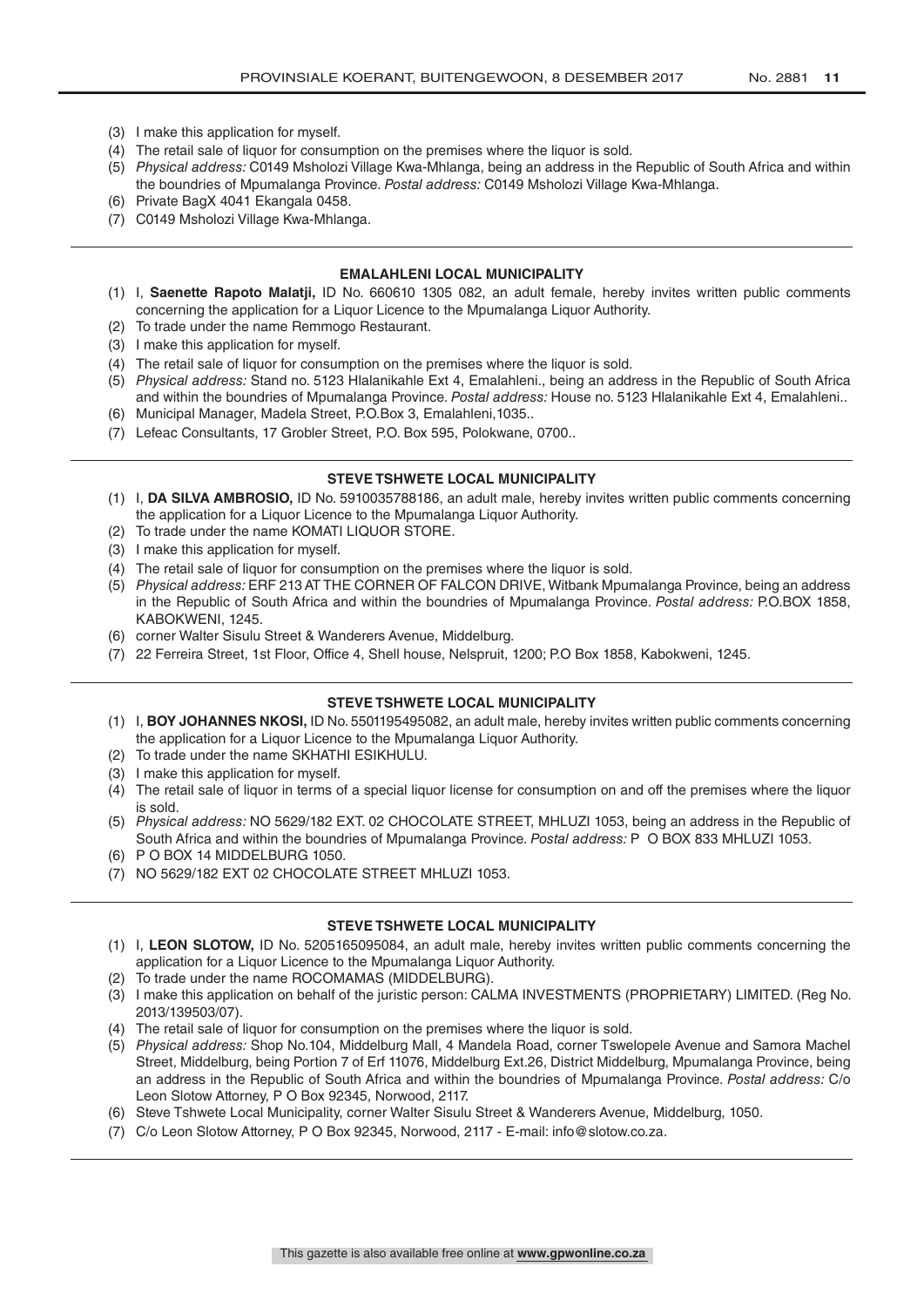(3) I make this application for myself.
(4) The retail sale of liquor for consumption on the premises where the liquor is sold.
(5) *Physical address:* C0149 Msholozi Village Kwa-Mhlanga, being an address in the Republic of South Africa and within the boundries of Mpumalanga Province. *Postal address:* C0149 Msholozi Village Kwa-Mhlanga.
(6) Private BagX 4041 Ekangala 0458.
(7) C0149 Msholozi Village Kwa-Mhlanga.

---

**EMALAHLENI LOCAL MUNICIPALITY**

(1) I, **Saenette Rapoto Malatji,** ID No. 660610 1305 082, an adult female, hereby invites written public comments concerning the application for a Liquor Licence to the Mpumalanga Liquor Authority.
(2) To trade under the name Remmogo Restaurant.
(3) I make this application for myself.
(4) The retail sale of liquor for consumption on the premises where the liquor is sold.
(5) *Physical address:* Stand no. 5123 Hlalanikahle Ext 4, Emalahleni., being an address in the Republic of South Africa and within the boundries of Mpumalanga Province. *Postal address:* House no. 5123 Hlalanikahle Ext 4, Emalahleni..
(6) Municipal Manager, Madela Street, P.O.Box 3, Emalahleni,1035..
(7) Lefeac Consultants, 17 Grobler Street, P.O. Box 595, Polokwane, 0700..

---

**STEVE TSHWETE LOCAL MUNICIPALITY**

(1) I, **DA SILVA AMBROSIO,** ID No. 5910035788186, an adult male, hereby invites written public comments concerning the application for a Liquor Licence to the Mpumalanga Liquor Authority.
(2) To trade under the name KOMATI LIQUOR STORE.
(3) I make this application for myself.
(4) The retail sale of liquor for consumption on the premises where the liquor is sold.
(5) *Physical address:* ERF 213 AT THE CORNER OF FALCON DRIVE, Witbank Mpumalanga Province, being an address in the Republic of South Africa and within the boundries of Mpumalanga Province. *Postal address:* P.O.BOX 1858, KABOKWENI, 1245.
(6) corner Walter Sisulu Street & Wanderers Avenue, Middelburg.
(7) 22 Ferreira Street, 1st Floor, Office 4, Shell house, Nelspruit, 1200; P.O Box 1858, Kabokweni, 1245.

---

**STEVE TSHWETE LOCAL MUNICIPALITY**

(1) I, **BOY JOHANNES NKOSI,** ID No. 5501195495082, an adult male, hereby invites written public comments concerning the application for a Liquor Licence to the Mpumalanga Liquor Authority.
(2) To trade under the name SKHATHI ESIKHULU.
(3) I make this application for myself.
(4) The retail sale of liquor in terms of a special liquor license for consumption on and off the premises where the liquor is sold.
(5) *Physical address:* NO 5629/182 EXT. 02 CHOCOLATE STREET, MHLUZI 1053, being an address in the Republic of South Africa and within the boundries of Mpumalanga Province. *Postal address:* P O BOX 833 MHLUZI 1053.
(6) P O BOX 14 MIDDELBURG 1050.
(7) NO 5629/182 EXT 02 CHOCOLATE STREET MHLUZI 1053.

---

**STEVE TSHWETE LOCAL MUNICIPALITY**

(1) I, **LEON SLOTOW,** ID No. 5205165095084, an adult male, hereby invites written public comments concerning the application for a Liquor Licence to the Mpumalanga Liquor Authority.
(2) To trade under the name ROCOMAMAS (MIDDELBURG).
(3) I make this application on behalf of the juristic person: CALMA INVESTMENTS (PROPRIETARY) LIMITED. (Reg No. 2013/139503/07).
(4) The retail sale of liquor for consumption on the premises where the liquor is sold.
(5) *Physical address:* Shop No.104, Middelburg Mall, 4 Mandela Road, corner Tswelopele Avenue and Samora Machel Street, Middelburg, being Portion 7 of Erf 11076, Middelburg Ext.26, District Middelburg, Mpumalanga Province, being an address in the Republic of South Africa and within the boundries of Mpumalanga Province. *Postal address:* C/o Leon Slotow Attorney, P O Box 92345, Norwood, 2117.
(6) Steve Tshwete Local Municipality, corner Walter Sisulu Street & Wanderers Avenue, Middelburg, 1050.
(7) C/o Leon Slotow Attorney, P O Box 92345, Norwood, 2117 - E-mail: info@slotow.co.za.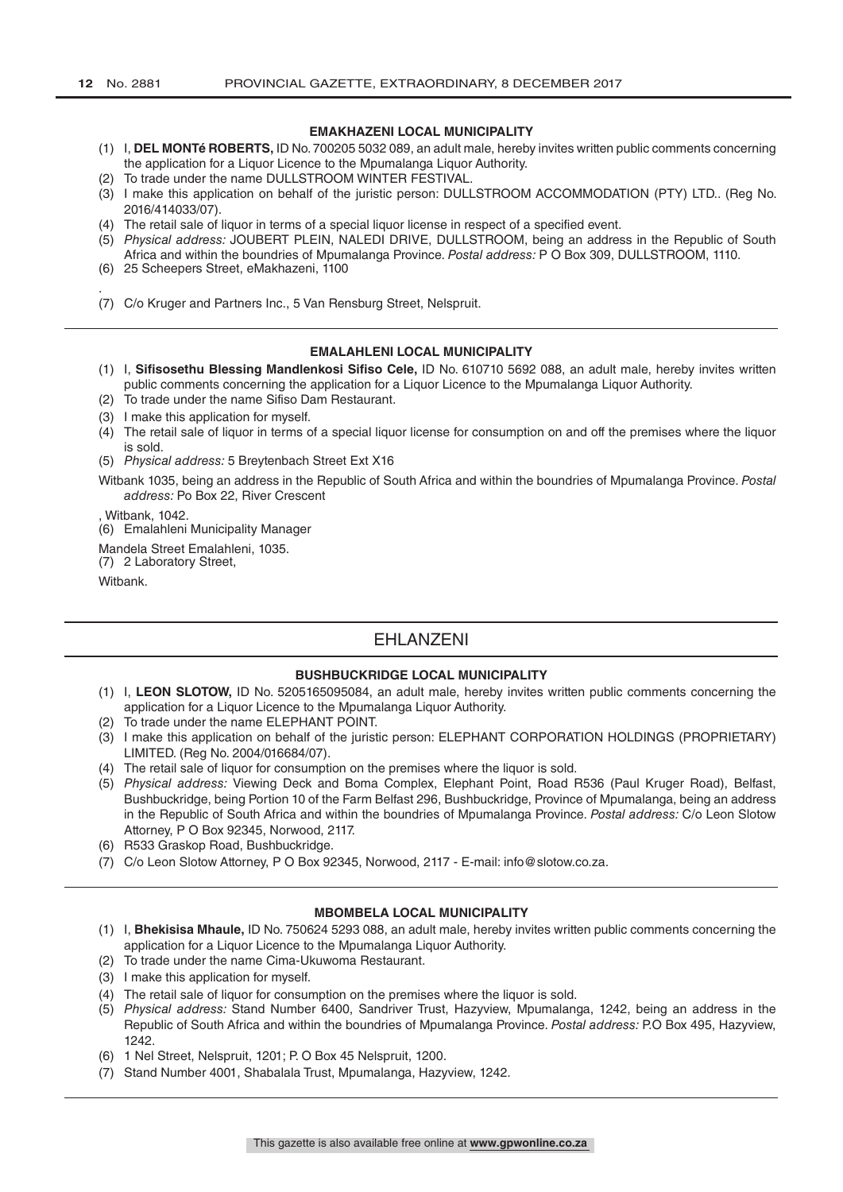#### EMAKHAZENI LOCAL MUNICIPALITY

(1) I, **DEL MONTé ROBERTS,** ID No. 700205 5032 089, an adult male, hereby invites written public comments concerning the application for a Liquor Licence to the Mpumalanga Liquor Authority.
(2) To trade under the name DULLSTROOM WINTER FESTIVAL.
(3) I make this application on behalf of the juristic person: DULLSTROOM ACCOMMODATION (PTY) LTD.. (Reg No. 2016/414033/07).
(4) The retail sale of liquor in terms of a special liquor license in respect of a specified event.
(5) *Physical address:* JOUBERT PLEIN, NALEDI DRIVE, DULLSTROOM, being an address in the Republic of South Africa and within the boundries of Mpumalanga Province. *Postal address:* P O Box 309, DULLSTROOM, 1110.
(6) 25 Scheepers Street, eMakhazeni, 1100

.
(7) C/o Kruger and Partners Inc., 5 Van Rensburg Street, Nelspruit.

---

#### EMALAHLENI LOCAL MUNICIPALITY

(1) I, **Sifisosethu Blessing Mandlenkosi Sifiso Cele,** ID No. 610710 5692 088, an adult male, hereby invites written public comments concerning the application for a Liquor Licence to the Mpumalanga Liquor Authority.
(2) To trade under the name Sifiso Dam Restaurant.
(3) I make this application for myself.
(4) The retail sale of liquor in terms of a special liquor license for consumption on and off the premises where the liquor is sold.
(5) *Physical address:* 5 Breytenbach Street Ext X16

Witbank 1035, being an address in the Republic of South Africa and within the boundries of Mpumalanga Province. *Postal address:* Po Box 22, River Crescent

, Witbank, 1042.
(6) Emalahleni Municipality Manager

Mandela Street Emalahleni, 1035.
(7) 2 Laboratory Street,

Witbank.

---

## EHLANZENI

#### BUSHBUCKRIDGE LOCAL MUNICIPALITY

(1) I, **LEON SLOTOW,** ID No. 5205165095084, an adult male, hereby invites written public comments concerning the application for a Liquor Licence to the Mpumalanga Liquor Authority.
(2) To trade under the name ELEPHANT POINT.
(3) I make this application on behalf of the juristic person: ELEPHANT CORPORATION HOLDINGS (PROPRIETARY) LIMITED. (Reg No. 2004/016684/07).
(4) The retail sale of liquor for consumption on the premises where the liquor is sold.
(5) *Physical address:* Viewing Deck and Boma Complex, Elephant Point, Road R536 (Paul Kruger Road), Belfast, Bushbuckridge, being Portion 10 of the Farm Belfast 296, Bushbuckridge, Province of Mpumalanga, being an address in the Republic of South Africa and within the boundries of Mpumalanga Province. *Postal address:* C/o Leon Slotow Attorney, P O Box 92345, Norwood, 2117.
(6) R533 Graskop Road, Bushbuckridge.
(7) C/o Leon Slotow Attorney, P O Box 92345, Norwood, 2117 - E-mail: info@slotow.co.za.

---

#### MBOMBELA LOCAL MUNICIPALITY

(1) I, **Bhekisisa Mhaule,** ID No. 750624 5293 088, an adult male, hereby invites written public comments concerning the application for a Liquor Licence to the Mpumalanga Liquor Authority.
(2) To trade under the name Cima-Ukuwoma Restaurant.
(3) I make this application for myself.
(4) The retail sale of liquor for consumption on the premises where the liquor is sold.
(5) *Physical address:* Stand Number 6400, Sandriver Trust, Hazyview, Mpumalanga, 1242, being an address in the Republic of South Africa and within the boundries of Mpumalanga Province. *Postal address:* P.O Box 495, Hazyview, 1242.
(6) 1 Nel Street, Nelspruit, 1201; P. O Box 45 Nelspruit, 1200.
(7) Stand Number 4001, Shabalala Trust, Mpumalanga, Hazyview, 1242.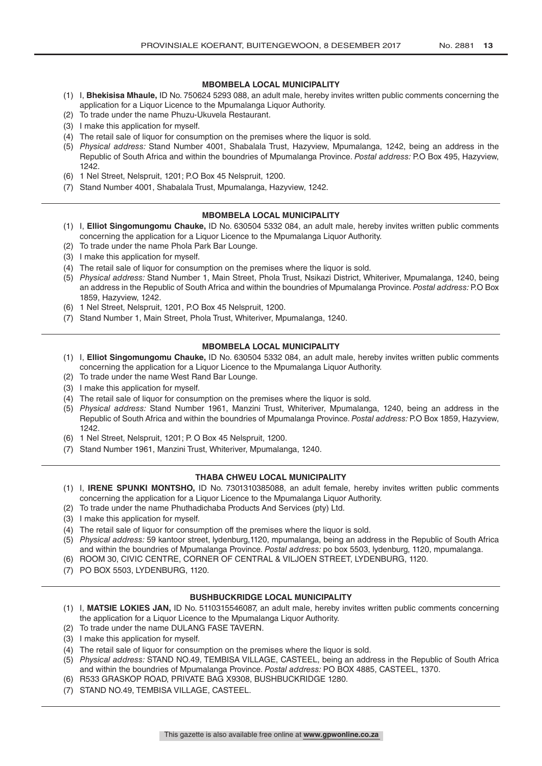### MBOMBELA LOCAL MUNICIPALITY

(1) I, **Bhekisisa Mhaule,** ID No. 750624 5293 088, an adult male, hereby invites written public comments concerning the application for a Liquor Licence to the Mpumalanga Liquor Authority.
(2) To trade under the name Phuzu-Ukuvela Restaurant.
(3) I make this application for myself.
(4) The retail sale of liquor for consumption on the premises where the liquor is sold.
(5) *Physical address:* Stand Number 4001, Shabalala Trust, Hazyview, Mpumalanga, 1242, being an address in the Republic of South Africa and within the boundries of Mpumalanga Province. *Postal address:* P.O Box 495, Hazyview, 1242.
(6) 1 Nel Street, Nelspruit, 1201; P.O Box 45 Nelspruit, 1200.
(7) Stand Number 4001, Shabalala Trust, Mpumalanga, Hazyview, 1242.

---

### MBOMBELA LOCAL MUNICIPALITY

(1) I, **Elliot Singomungomu Chauke,** ID No. 630504 5332 084, an adult male, hereby invites written public comments concerning the application for a Liquor Licence to the Mpumalanga Liquor Authority.
(2) To trade under the name Phola Park Bar Lounge.
(3) I make this application for myself.
(4) The retail sale of liquor for consumption on the premises where the liquor is sold.
(5) *Physical address:* Stand Number 1, Main Street, Phola Trust, Nsikazi District, Whiteriver, Mpumalanga, 1240, being an address in the Republic of South Africa and within the boundries of Mpumalanga Province. *Postal address:* P.O Box 1859, Hazyview, 1242.
(6) 1 Nel Street, Nelspruit, 1201, P.O Box 45 Nelspruit, 1200.
(7) Stand Number 1, Main Street, Phola Trust, Whiteriver, Mpumalanga, 1240.

---

### MBOMBELA LOCAL MUNICIPALITY

(1) I, **Elliot Singomungomu Chauke,** ID No. 630504 5332 084, an adult male, hereby invites written public comments concerning the application for a Liquor Licence to the Mpumalanga Liquor Authority.
(2) To trade under the name West Rand Bar Lounge.
(3) I make this application for myself.
(4) The retail sale of liquor for consumption on the premises where the liquor is sold.
(5) *Physical address:* Stand Number 1961, Manzini Trust, Whiteriver, Mpumalanga, 1240, being an address in the Republic of South Africa and within the boundries of Mpumalanga Province. *Postal address:* P.O Box 1859, Hazyview, 1242.
(6) 1 Nel Street, Nelspruit, 1201; P. O Box 45 Nelspruit, 1200.
(7) Stand Number 1961, Manzini Trust, Whiteriver, Mpumalanga, 1240.

---

### THABA CHWEU LOCAL MUNICIPALITY

(1) I, **IRENE SPUNKI MONTSHO,** ID No. 7301310385088, an adult female, hereby invites written public comments concerning the application for a Liquor Licence to the Mpumalanga Liquor Authority.
(2) To trade under the name Phuthadichaba Products And Services (pty) Ltd.
(3) I make this application for myself.
(4) The retail sale of liquor for consumption off the premises where the liquor is sold.
(5) *Physical address:* 59 kantoor street, lydenburg,1120, mpumalanga, being an address in the Republic of South Africa and within the boundries of Mpumalanga Province. *Postal address:* po box 5503, lydenburg, 1120, mpumalanga.
(6) ROOM 30, CIVIC CENTRE, CORNER OF CENTRAL & VILJOEN STREET, LYDENBURG, 1120.
(7) PO BOX 5503, LYDENBURG, 1120.

---

### BUSHBUCKRIDGE LOCAL MUNICIPALITY

(1) I, **MATSIE LOKIES JAN,** ID No. 5110315546087, an adult male, hereby invites written public comments concerning the application for a Liquor Licence to the Mpumalanga Liquor Authority.
(2) To trade under the name DULANG FASE TAVERN.
(3) I make this application for myself.
(4) The retail sale of liquor for consumption on the premises where the liquor is sold.
(5) *Physical address:* STAND NO.49, TEMBISA VILLAGE, CASTEEL, being an address in the Republic of South Africa and within the boundries of Mpumalanga Province. *Postal address:* PO BOX 4885, CASTEEL, 1370.
(6) R533 GRASKOP ROAD, PRIVATE BAG X9308, BUSHBUCKRIDGE 1280.
(7) STAND NO.49, TEMBISA VILLAGE, CASTEEL.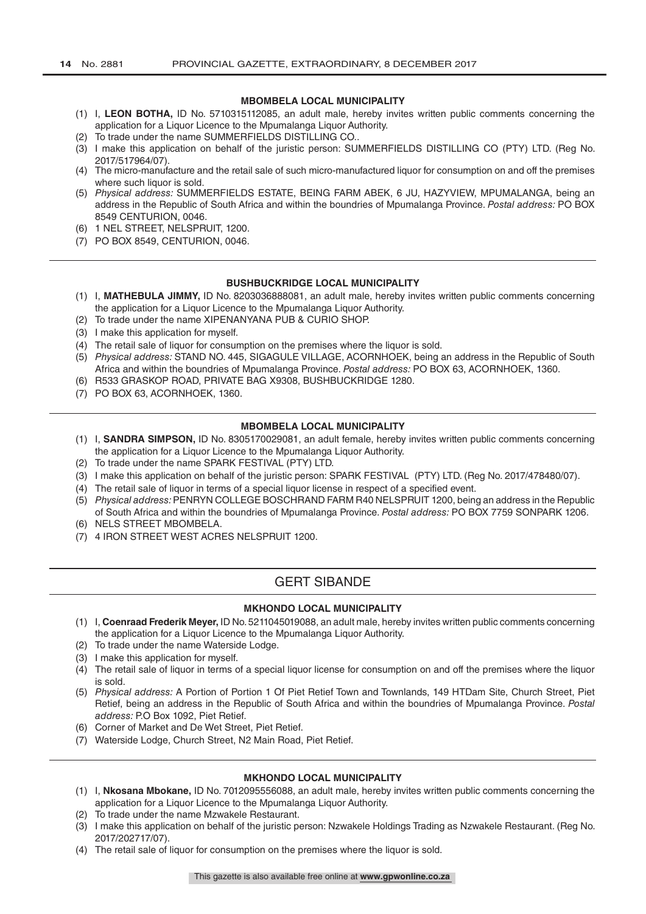### MBOMBELA LOCAL MUNICIPALITY

(1) I, **LEON BOTHA,** ID No. 5710315112085, an adult male, hereby invites written public comments concerning the application for a Liquor Licence to the Mpumalanga Liquor Authority.
(2) To trade under the name SUMMERFIELDS DISTILLING CO..
(3) I make this application on behalf of the juristic person: SUMMERFIELDS DISTILLING CO (PTY) LTD. (Reg No. 2017/517964/07).
(4) The micro-manufacture and the retail sale of such micro-manufactured liquor for consumption on and off the premises where such liquor is sold.
(5) *Physical address:* SUMMERFIELDS ESTATE, BEING FARM ABEK, 6 JU, HAZYVIEW, MPUMALANGA, being an address in the Republic of South Africa and within the boundries of Mpumalanga Province. *Postal address:* PO BOX 8549 CENTURION, 0046.
(6) 1 NEL STREET, NELSPRUIT, 1200.
(7) PO BOX 8549, CENTURION, 0046.

---

### BUSHBUCKRIDGE LOCAL MUNICIPALITY

(1) I, **MATHEBULA JIMMY,** ID No. 8203036888081, an adult male, hereby invites written public comments concerning the application for a Liquor Licence to the Mpumalanga Liquor Authority.
(2) To trade under the name XIPENANYANA PUB & CURIO SHOP.
(3) I make this application for myself.
(4) The retail sale of liquor for consumption on the premises where the liquor is sold.
(5) *Physical address:* STAND NO. 445, SIGAGULE VILLAGE, ACORNHOEK, being an address in the Republic of South Africa and within the boundries of Mpumalanga Province. *Postal address:* PO BOX 63, ACORNHOEK, 1360.
(6) R533 GRASKOP ROAD, PRIVATE BAG X9308, BUSHBUCKRIDGE 1280.
(7) PO BOX 63, ACORNHOEK, 1360.

---

### MBOMBELA LOCAL MUNICIPALITY

(1) I, **SANDRA SIMPSON,** ID No. 8305170029081, an adult female, hereby invites written public comments concerning the application for a Liquor Licence to the Mpumalanga Liquor Authority.
(2) To trade under the name SPARK FESTIVAL (PTY) LTD.
(3) I make this application on behalf of the juristic person: SPARK FESTIVAL (PTY) LTD. (Reg No. 2017/478480/07).
(4) The retail sale of liquor in terms of a special liquor license in respect of a specified event.
(5) *Physical address:* PENRYN COLLEGE BOSCHRAND FARM R40 NELSPRUIT 1200, being an address in the Republic of South Africa and within the boundries of Mpumalanga Province. *Postal address:* PO BOX 7759 SONPARK 1206.
(6) NELS STREET MBOMBELA.
(7) 4 IRON STREET WEST ACRES NELSPRUIT 1200.

---

## GERT SIBANDE

### MKHONDO LOCAL MUNICIPALITY

(1) I, **Coenraad Frederik Meyer,** ID No. 5211045019088, an adult male, hereby invites written public comments concerning the application for a Liquor Licence to the Mpumalanga Liquor Authority.
(2) To trade under the name Waterside Lodge.
(3) I make this application for myself.
(4) The retail sale of liquor in terms of a special liquor license for consumption on and off the premises where the liquor is sold.
(5) *Physical address:* A Portion of Portion 1 Of Piet Retief Town and Townlands, 149 HTDam Site, Church Street, Piet Retief, being an address in the Republic of South Africa and within the boundries of Mpumalanga Province. *Postal address:* P.O Box 1092, Piet Retief.
(6) Corner of Market and De Wet Street, Piet Retief.
(7) Waterside Lodge, Church Street, N2 Main Road, Piet Retief.

---

### MKHONDO LOCAL MUNICIPALITY

(1) I, **Nkosana Mbokane,** ID No. 7012095556088, an adult male, hereby invites written public comments concerning the application for a Liquor Licence to the Mpumalanga Liquor Authority.
(2) To trade under the name Mzwakele Restaurant.
(3) I make this application on behalf of the juristic person: Nzwakele Holdings Trading as Nzwakele Restaurant. (Reg No. 2017/202717/07).
(4) The retail sale of liquor for consumption on the premises where the liquor is sold.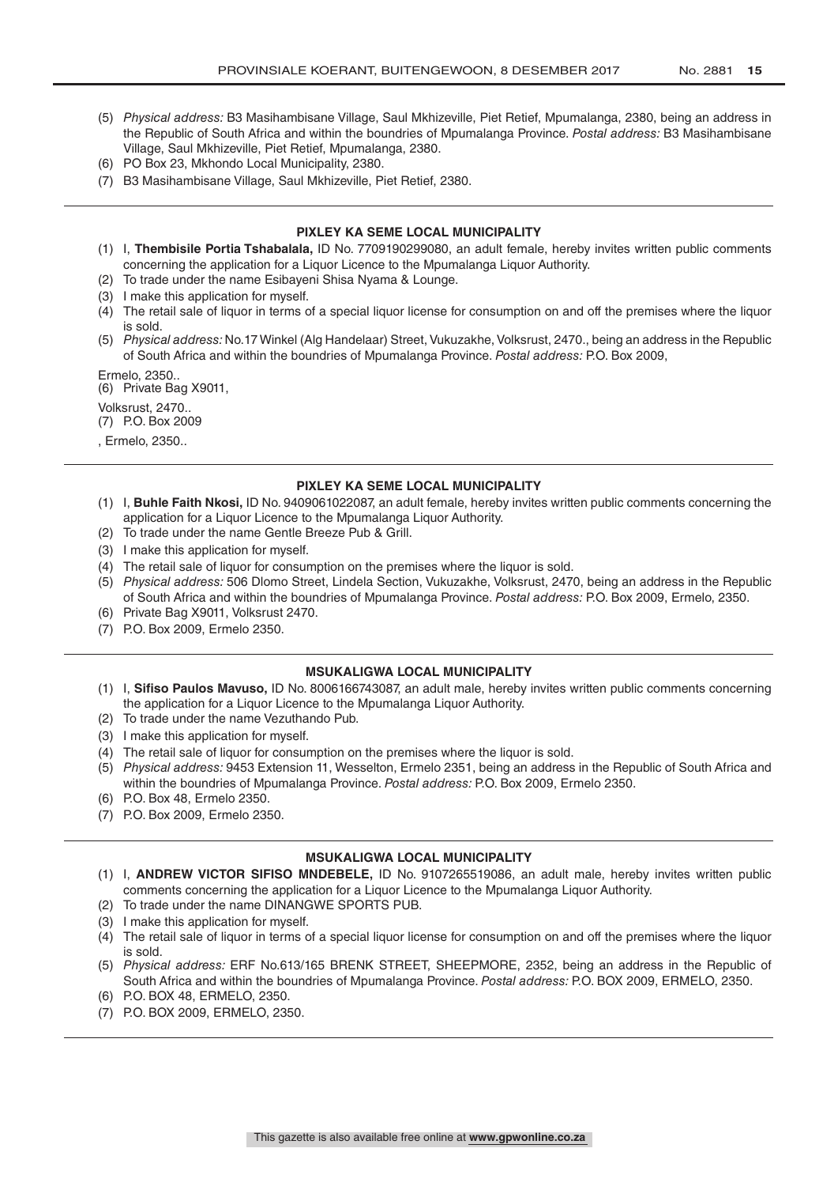(5) *Physical address:* B3 Masihambisane Village, Saul Mkhizeville, Piet Retief, Mpumalanga, 2380, being an address in the Republic of South Africa and within the boundries of Mpumalanga Province. *Postal address:* B3 Masihambisane Village, Saul Mkhizeville, Piet Retief, Mpumalanga, 2380.
(6) PO Box 23, Mkhondo Local Municipality, 2380.
(7) B3 Masihambisane Village, Saul Mkhizeville, Piet Retief, 2380.

---

**PIXLEY KA SEME LOCAL MUNICIPALITY**

(1) I, **Thembisile Portia Tshabalala,** ID No. 7709190299080, an adult female, hereby invites written public comments concerning the application for a Liquor Licence to the Mpumalanga Liquor Authority.
(2) To trade under the name Esibayeni Shisa Nyama & Lounge.
(3) I make this application for myself.
(4) The retail sale of liquor in terms of a special liquor license for consumption on and off the premises where the liquor is sold.
(5) *Physical address:* No.17 Winkel (Alg Handelaar) Street, Vukuzakhe, Volksrust, 2470., being an address in the Republic of South Africa and within the boundries of Mpumalanga Province. *Postal address:* P.O. Box 2009,

Ermelo, 2350..
(6) Private Bag X9011,

Volksrust, 2470..
(7) P.O. Box 2009

, Ermelo, 2350..

---

**PIXLEY KA SEME LOCAL MUNICIPALITY**

(1) I, **Buhle Faith Nkosi,** ID No. 9409061022087, an adult female, hereby invites written public comments concerning the application for a Liquor Licence to the Mpumalanga Liquor Authority.
(2) To trade under the name Gentle Breeze Pub & Grill.
(3) I make this application for myself.
(4) The retail sale of liquor for consumption on the premises where the liquor is sold.
(5) *Physical address:* 506 Dlomo Street, Lindela Section, Vukuzakhe, Volksrust, 2470, being an address in the Republic of South Africa and within the boundries of Mpumalanga Province. *Postal address:* P.O. Box 2009, Ermelo, 2350.
(6) Private Bag X9011, Volksrust 2470.
(7) P.O. Box 2009, Ermelo 2350.

---

**MSUKALIGWA LOCAL MUNICIPALITY**

(1) I, **Sifiso Paulos Mavuso,** ID No. 8006166743087, an adult male, hereby invites written public comments concerning the application for a Liquor Licence to the Mpumalanga Liquor Authority.
(2) To trade under the name Vezuthando Pub.
(3) I make this application for myself.
(4) The retail sale of liquor for consumption on the premises where the liquor is sold.
(5) *Physical address:* 9453 Extension 11, Wesselton, Ermelo 2351, being an address in the Republic of South Africa and within the boundries of Mpumalanga Province. *Postal address:* P.O. Box 2009, Ermelo 2350.
(6) P.O. Box 48, Ermelo 2350.
(7) P.O. Box 2009, Ermelo 2350.

---

**MSUKALIGWA LOCAL MUNICIPALITY**

(1) I, **ANDREW VICTOR SIFISO MNDEBELE,** ID No. 9107265519086, an adult male, hereby invites written public comments concerning the application for a Liquor Licence to the Mpumalanga Liquor Authority.
(2) To trade under the name DINANGWE SPORTS PUB.
(3) I make this application for myself.
(4) The retail sale of liquor in terms of a special liquor license for consumption on and off the premises where the liquor is sold.
(5) *Physical address:* ERF No.613/165 BRENK STREET, SHEEPMORE, 2352, being an address in the Republic of South Africa and within the boundries of Mpumalanga Province. *Postal address:* P.O. BOX 2009, ERMELO, 2350.
(6) P.O. BOX 48, ERMELO, 2350.
(7) P.O. BOX 2009, ERMELO, 2350.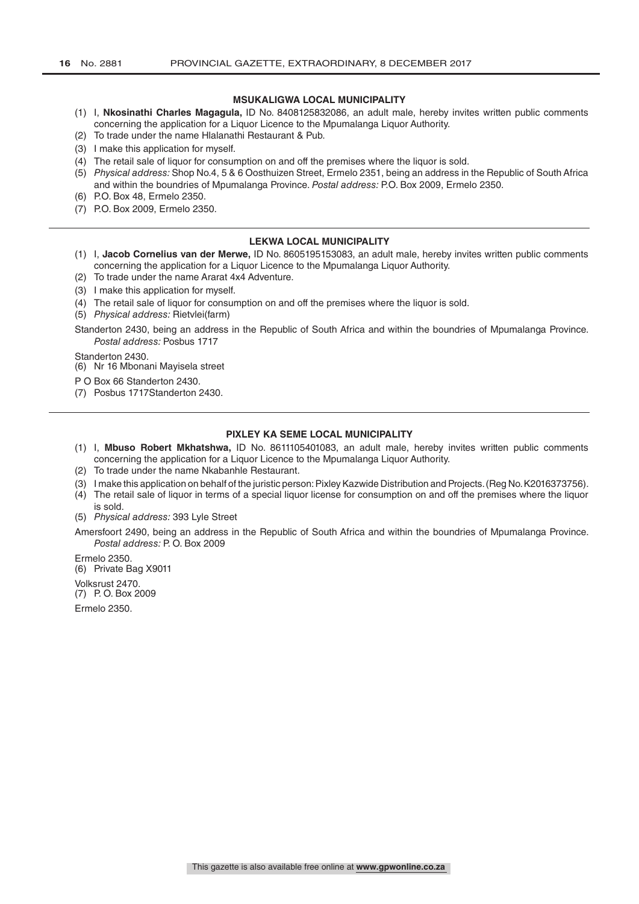## MSUKALIGWA LOCAL MUNICIPALITY

(1) I, **Nkosinathi Charles Magagula,** ID No. 8408125832086, an adult male, hereby invites written public comments concerning the application for a Liquor Licence to the Mpumalanga Liquor Authority.
(2) To trade under the name Hlalanathi Restaurant & Pub.
(3) I make this application for myself.
(4) The retail sale of liquor for consumption on and off the premises where the liquor is sold.
(5) *Physical address:* Shop No.4, 5 & 6 Oosthuizen Street, Ermelo 2351, being an address in the Republic of South Africa and within the boundries of Mpumalanga Province. *Postal address:* P.O. Box 2009, Ermelo 2350.
(6) P.O. Box 48, Ermelo 2350.
(7) P.O. Box 2009, Ermelo 2350.

---

## LEKWA LOCAL MUNICIPALITY

(1) I, **Jacob Cornelius van der Merwe,** ID No. 8605195153083, an adult male, hereby invites written public comments concerning the application for a Liquor Licence to the Mpumalanga Liquor Authority.
(2) To trade under the name Ararat 4x4 Adventure.
(3) I make this application for myself.
(4) The retail sale of liquor for consumption on and off the premises where the liquor is sold.
(5) *Physical address:* Rietvlei(farm)

Standerton 2430, being an address in the Republic of South Africa and within the boundries of Mpumalanga Province. *Postal address:* Posbus 1717

Standerton 2430.
(6) Nr 16 Mbonani Mayisela street

P O Box 66 Standerton 2430.
(7) Posbus 1717Standerton 2430.

---

## PIXLEY KA SEME LOCAL MUNICIPALITY

(1) I, **Mbuso Robert Mkhatshwa,** ID No. 8611105401083, an adult male, hereby invites written public comments concerning the application for a Liquor Licence to the Mpumalanga Liquor Authority.
(2) To trade under the name Nkabanhle Restaurant.
(3) I make this application on behalf of the juristic person: Pixley Kazwide Distribution and Projects. (Reg No. K2016373756).
(4) The retail sale of liquor in terms of a special liquor license for consumption on and off the premises where the liquor is sold.
(5) *Physical address:* 393 Lyle Street

Amersfoort 2490, being an address in the Republic of South Africa and within the boundries of Mpumalanga Province. *Postal address:* P. O. Box 2009

Ermelo 2350.
(6) Private Bag X9011

Volksrust 2470.
(7) P. O. Box 2009

Ermelo 2350.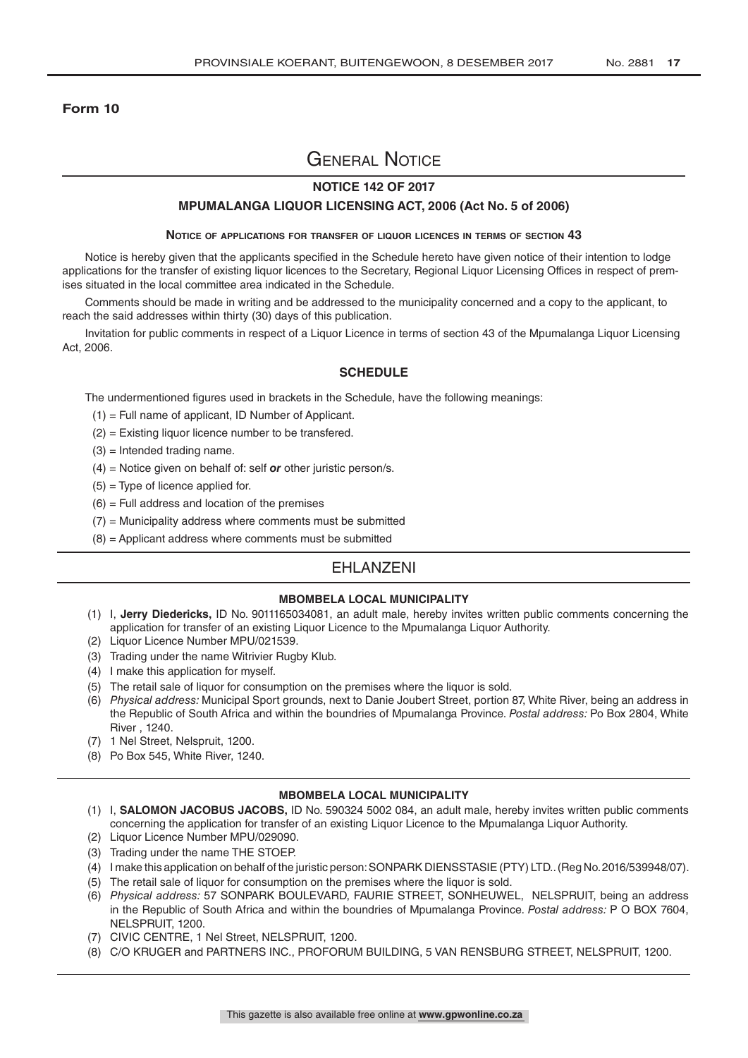**Form 10**

# General Notice

## NOTICE 142 OF 2017

## MPUMALANGA LIQUOR LICENSING ACT, 2006 (Act No. 5 of 2006)

### Notice of applications for transfer of liquor licences in terms of section 43

Notice is hereby given that the applicants specified in the Schedule hereto have given notice of their intention to lodge applications for the transfer of existing liquor licences to the Secretary, Regional Liquor Licensing Offices in respect of premises situated in the local committee area indicated in the Schedule.

Comments should be made in writing and be addressed to the municipality concerned and a copy to the applicant, to reach the said addresses within thirty (30) days of this publication.

Invitation for public comments in respect of a Liquor Licence in terms of section 43 of the Mpumalanga Liquor Licensing Act, 2006.

### SCHEDULE

The undermentioned figures used in brackets in the Schedule, have the following meanings:

(1) = Full name of applicant, ID Number of Applicant.

(2) = Existing liquor licence number to be transfered.

(3) = Intended trading name.

(4) = Notice given on behalf of: self ***or*** other juristic person/s.

(5) = Type of licence applied for.

(6) = Full address and location of the premises

(7) = Municipality address where comments must be submitted

(8) = Applicant address where comments must be submitted

## EHLANZENI

### MBOMBELA LOCAL MUNICIPALITY

(1) I, **Jerry Diedericks,** ID No. 9011165034081, an adult male, hereby invites written public comments concerning the application for transfer of an existing Liquor Licence to the Mpumalanga Liquor Authority.

(2) Liquor Licence Number MPU/021539.

(3) Trading under the name Witrivier Rugby Klub.

(4) I make this application for myself.

(5) The retail sale of liquor for consumption on the premises where the liquor is sold.

(6) *Physical address:* Municipal Sport grounds, next to Danie Joubert Street, portion 87, White River, being an address in the Republic of South Africa and within the boundries of Mpumalanga Province. *Postal address:* Po Box 2804, White River , 1240.

(7) 1 Nel Street, Nelspruit, 1200.

(8) Po Box 545, White River, 1240.

### MBOMBELA LOCAL MUNICIPALITY

(1) I, **SALOMON JACOBUS JACOBS,** ID No. 590324 5002 084, an adult male, hereby invites written public comments concerning the application for transfer of an existing Liquor Licence to the Mpumalanga Liquor Authority.

(2) Liquor Licence Number MPU/029090.

(3) Trading under the name THE STOEP.

(4) I make this application on behalf of the juristic person: SONPARK DIENSSTASIE (PTY) LTD.. (Reg No. 2016/539948/07).

(5) The retail sale of liquor for consumption on the premises where the liquor is sold.

(6) *Physical address:* 57 SONPARK BOULEVARD, FAURIE STREET, SONHEUWEL, NELSPRUIT, being an address in the Republic of South Africa and within the boundries of Mpumalanga Province. *Postal address:* P O BOX 7604, NELSPRUIT, 1200.

(7) CIVIC CENTRE, 1 Nel Street, NELSPRUIT, 1200.

(8) C/O KRUGER and PARTNERS INC., PROFORUM BUILDING, 5 VAN RENSBURG STREET, NELSPRUIT, 1200.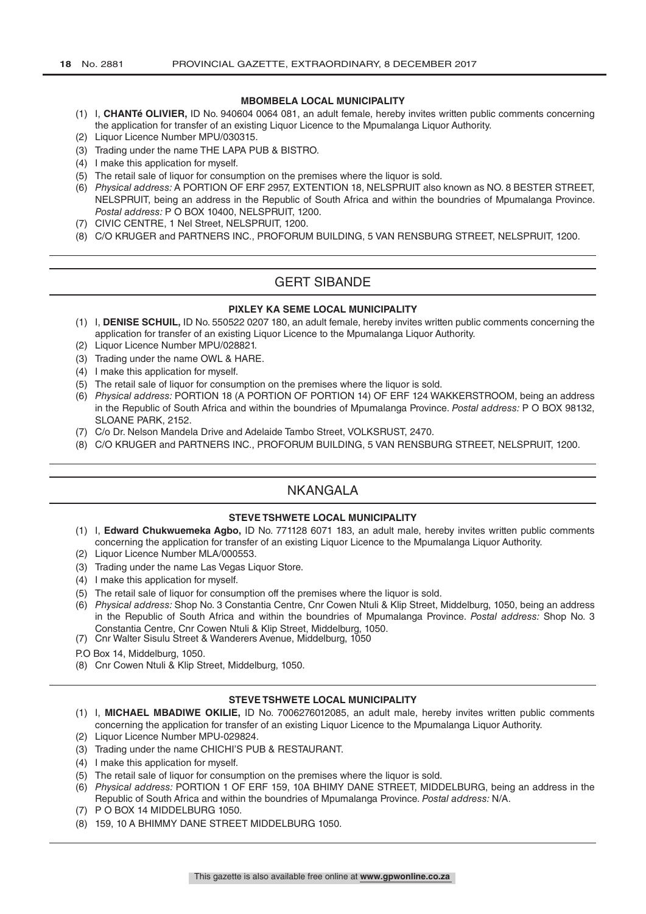#### MBOMBELA LOCAL MUNICIPALITY

(1) I, **CHANTé OLIVIER,** ID No. 940604 0064 081, an adult female, hereby invites written public comments concerning the application for transfer of an existing Liquor Licence to the Mpumalanga Liquor Authority.
(2) Liquor Licence Number MPU/030315.
(3) Trading under the name THE LAPA PUB & BISTRO.
(4) I make this application for myself.
(5) The retail sale of liquor for consumption on the premises where the liquor is sold.
(6) *Physical address:* A PORTION OF ERF 2957, EXTENTION 18, NELSPRUIT also known as NO. 8 BESTER STREET, NELSPRUIT, being an address in the Republic of South Africa and within the boundries of Mpumalanga Province. *Postal address:* P O BOX 10400, NELSPRUIT, 1200.
(7) CIVIC CENTRE, 1 Nel Street, NELSPRUIT, 1200.
(8) C/O KRUGER and PARTNERS INC., PROFORUM BUILDING, 5 VAN RENSBURG STREET, NELSPRUIT, 1200.

## GERT SIBANDE

#### PIXLEY KA SEME LOCAL MUNICIPALITY

(1) I, **DENISE SCHUIL,** ID No. 550522 0207 180, an adult female, hereby invites written public comments concerning the application for transfer of an existing Liquor Licence to the Mpumalanga Liquor Authority.
(2) Liquor Licence Number MPU/028821.
(3) Trading under the name OWL & HARE.
(4) I make this application for myself.
(5) The retail sale of liquor for consumption on the premises where the liquor is sold.
(6) *Physical address:* PORTION 18 (A PORTION OF PORTION 14) OF ERF 124 WAKKERSTROOM, being an address in the Republic of South Africa and within the boundries of Mpumalanga Province. *Postal address:* P O BOX 98132, SLOANE PARK, 2152.
(7) C/o Dr. Nelson Mandela Drive and Adelaide Tambo Street, VOLKSRUST, 2470.
(8) C/O KRUGER and PARTNERS INC., PROFORUM BUILDING, 5 VAN RENSBURG STREET, NELSPRUIT, 1200.

## NKANGALA

#### STEVE TSHWETE LOCAL MUNICIPALITY

(1) I, **Edward Chukwuemeka Agbo,** ID No. 771128 6071 183, an adult male, hereby invites written public comments concerning the application for transfer of an existing Liquor Licence to the Mpumalanga Liquor Authority.
(2) Liquor Licence Number MLA/000553.
(3) Trading under the name Las Vegas Liquor Store.
(4) I make this application for myself.
(5) The retail sale of liquor for consumption off the premises where the liquor is sold.
(6) *Physical address:* Shop No. 3 Constantia Centre, Cnr Cowen Ntuli & Klip Street, Middelburg, 1050, being an address in the Republic of South Africa and within the boundries of Mpumalanga Province. *Postal address:* Shop No. 3 Constantia Centre, Cnr Cowen Ntuli & Klip Street, Middelburg, 1050.
(7) Cnr Walter Sisulu Street & Wanderers Avenue, Middelburg, 1050

P.O Box 14, Middelburg, 1050.

(8) Cnr Cowen Ntuli & Klip Street, Middelburg, 1050.

#### STEVE TSHWETE LOCAL MUNICIPALITY

(1) I, **MICHAEL MBADIWE OKILIE,** ID No. 7006276012085, an adult male, hereby invites written public comments concerning the application for transfer of an existing Liquor Licence to the Mpumalanga Liquor Authority.
(2) Liquor Licence Number MPU-029824.
(3) Trading under the name CHICHI'S PUB & RESTAURANT.
(4) I make this application for myself.
(5) The retail sale of liquor for consumption on the premises where the liquor is sold.
(6) *Physical address:* PORTION 1 OF ERF 159, 10A BHIMY DANE STREET, MIDDELBURG, being an address in the Republic of South Africa and within the boundries of Mpumalanga Province. *Postal address:* N/A.
(7) P O BOX 14 MIDDELBURG 1050.
(8) 159, 10 A BHIMMY DANE STREET MIDDELBURG 1050.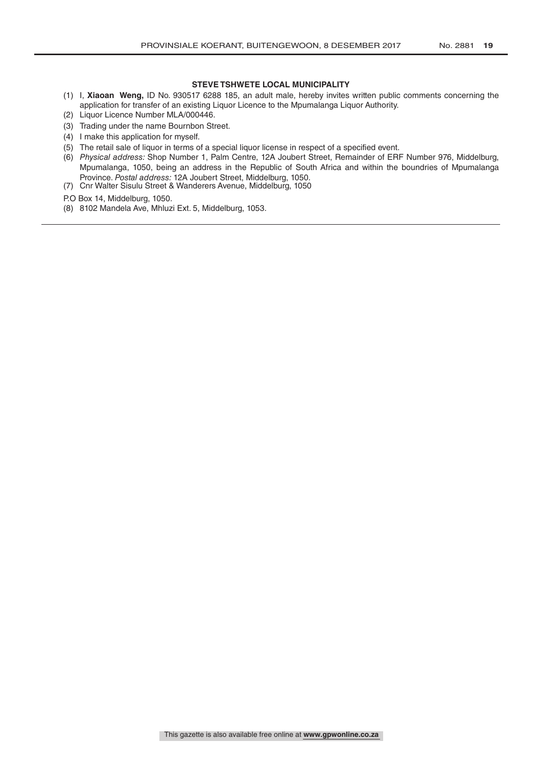**STEVE TSHWETE LOCAL MUNICIPALITY**

(1) I, **Xiaoan Weng,** ID No. 930517 6288 185, an adult male, hereby invites written public comments concerning the application for transfer of an existing Liquor Licence to the Mpumalanga Liquor Authority.

(2) Liquor Licence Number MLA/000446.

(3) Trading under the name Bournbon Street.

(4) I make this application for myself.

(5) The retail sale of liquor in terms of a special liquor license in respect of a specified event.

(6) *Physical address:* Shop Number 1, Palm Centre, 12A Joubert Street, Remainder of ERF Number 976, Middelburg, Mpumalanga, 1050, being an address in the Republic of South Africa and within the boundries of Mpumalanga Province. *Postal address:* 12A Joubert Street, Middelburg, 1050.

(7) Cnr Walter Sisulu Street & Wanderers Avenue, Middelburg, 1050

P.O Box 14, Middelburg, 1050.

(8) 8102 Mandela Ave, Mhluzi Ext. 5, Middelburg, 1053.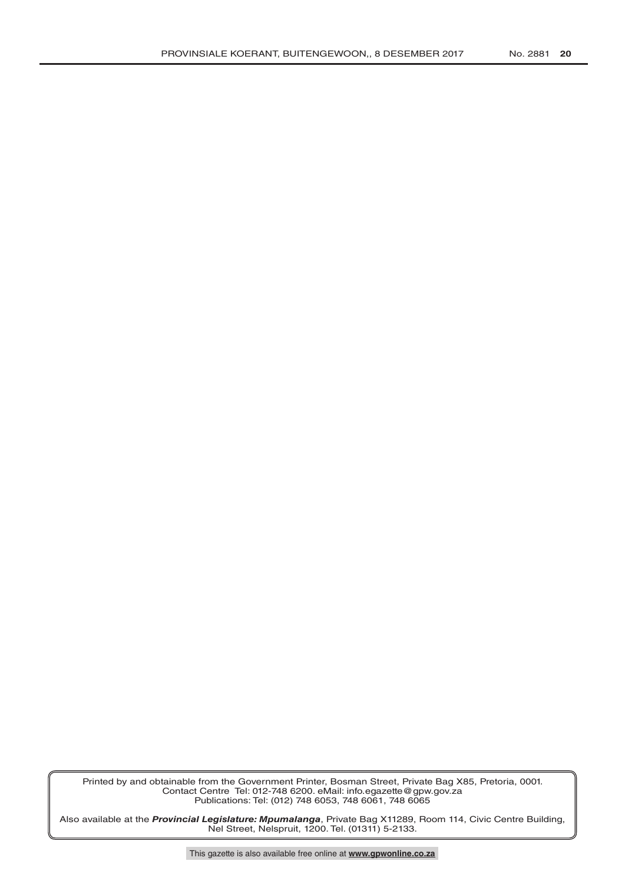Printed by and obtainable from the Government Printer, Bosman Street, Private Bag X85, Pretoria, 0001.
Contact Centre Tel: 012-748 6200. eMail: info.egazette@gpw.gov.za
Publications: Tel: (012) 748 6053, 748 6061, 748 6065

Also available at the ***Provincial Legislature: Mpumalanga***, Private Bag X11289, Room 114, Civic Centre Building, Nel Street, Nelspruit, 1200. Tel. (01311) 5-2133.

This gazette is also available free online at **www.gpwonline.co.za**